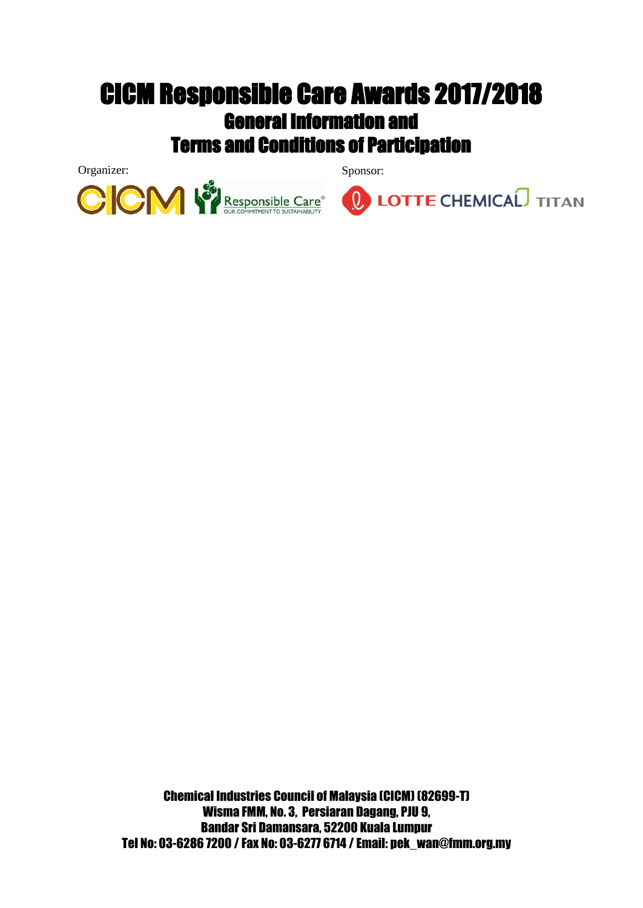# CICM Responsible Care Awards 2017/2018

## General Information and Terms and Conditions of Participation

Organizer:

Sponsor:

**Chemical Industries Council of Malaysia (CICM) (82699-T)**
**Wisma FMM, No. 3, Persiaran Dagang, PJU 9,**
**Bandar Sri Damansara, 52200 Kuala Lumpur**
**Tel No: 03-6286 7200 / Fax No: 03-6277 6714 / Email: pek_wan@fmm.org.my**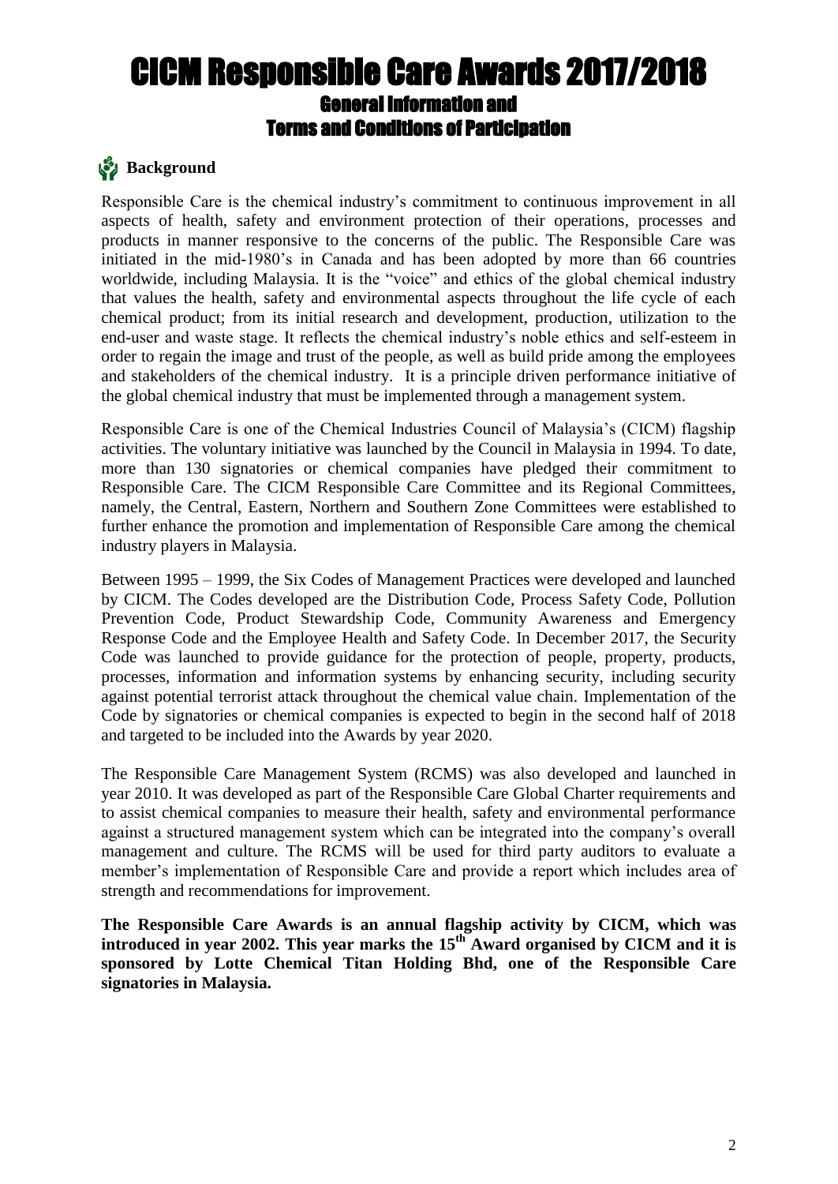# CICM Responsible Care Awards 2017/2018

## General Information and Terms and Conditions of Participation

### Background

Responsible Care is the chemical industry's commitment to continuous improvement in all aspects of health, safety and environment protection of their operations, processes and products in manner responsive to the concerns of the public. The Responsible Care was initiated in the mid-1980's in Canada and has been adopted by more than 66 countries worldwide, including Malaysia. It is the "voice" and ethics of the global chemical industry that values the health, safety and environmental aspects throughout the life cycle of each chemical product; from its initial research and development, production, utilization to the end-user and waste stage. It reflects the chemical industry's noble ethics and self-esteem in order to regain the image and trust of the people, as well as build pride among the employees and stakeholders of the chemical industry. It is a principle driven performance initiative of the global chemical industry that must be implemented through a management system.

Responsible Care is one of the Chemical Industries Council of Malaysia's (CICM) flagship activities. The voluntary initiative was launched by the Council in Malaysia in 1994. To date, more than 130 signatories or chemical companies have pledged their commitment to Responsible Care. The CICM Responsible Care Committee and its Regional Committees, namely, the Central, Eastern, Northern and Southern Zone Committees were established to further enhance the promotion and implementation of Responsible Care among the chemical industry players in Malaysia.

Between 1995 – 1999, the Six Codes of Management Practices were developed and launched by CICM. The Codes developed are the Distribution Code, Process Safety Code, Pollution Prevention Code, Product Stewardship Code, Community Awareness and Emergency Response Code and the Employee Health and Safety Code. In December 2017, the Security Code was launched to provide guidance for the protection of people, property, products, processes, information and information systems by enhancing security, including security against potential terrorist attack throughout the chemical value chain. Implementation of the Code by signatories or chemical companies is expected to begin in the second half of 2018 and targeted to be included into the Awards by year 2020.

The Responsible Care Management System (RCMS) was also developed and launched in year 2010. It was developed as part of the Responsible Care Global Charter requirements and to assist chemical companies to measure their health, safety and environmental performance against a structured management system which can be integrated into the company's overall management and culture. The RCMS will be used for third party auditors to evaluate a member's implementation of Responsible Care and provide a report which includes area of strength and recommendations for improvement.

**The Responsible Care Awards is an annual flagship activity by CICM, which was introduced in year 2002. This year marks the 15th Award organised by CICM and it is sponsored by Lotte Chemical Titan Holding Bhd, one of the Responsible Care signatories in Malaysia.**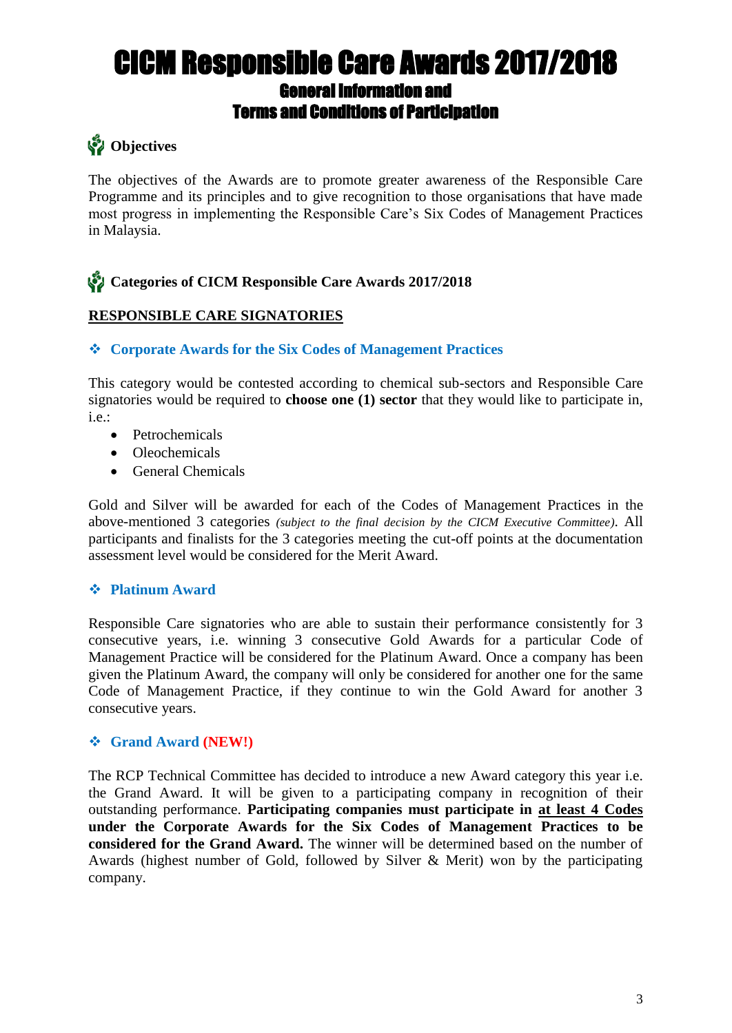// Page 3 of 7

# CICM Responsible Care Awards 2017/2018

## General Information and Terms and Conditions of Participation

### Objectives

The objectives of the Awards are to promote greater awareness of the Responsible Care Programme and its principles and to give recognition to those organisations that have made most progress in implementing the Responsible Care's Six Codes of Management Practices in Malaysia.

### Categories of CICM Responsible Care Awards 2017/2018

**RESPONSIBLE CARE SIGNATORIES**

#### ❖ Corporate Awards for the Six Codes of Management Practices

This category would be contested according to chemical sub-sectors and Responsible Care signatories would be required to **choose one (1) sector** that they would like to participate in, i.e.:

- Petrochemicals
- Oleochemicals
- General Chemicals

Gold and Silver will be awarded for each of the Codes of Management Practices in the above-mentioned 3 categories *(subject to the final decision by the CICM Executive Committee)*. All participants and finalists for the 3 categories meeting the cut-off points at the documentation assessment level would be considered for the Merit Award.

#### ❖ Platinum Award

Responsible Care signatories who are able to sustain their performance consistently for 3 consecutive years, i.e. winning 3 consecutive Gold Awards for a particular Code of Management Practice will be considered for the Platinum Award. Once a company has been given the Platinum Award, the company will only be considered for another one for the same Code of Management Practice, if they continue to win the Gold Award for another 3 consecutive years.

#### ❖ Grand Award (NEW!)

The RCP Technical Committee has decided to introduce a new Award category this year i.e. the Grand Award. It will be given to a participating company in recognition of their outstanding performance. **Participating companies must participate in at least 4 Codes under the Corporate Awards for the Six Codes of Management Practices to be considered for the Grand Award.** The winner will be determined based on the number of Awards (highest number of Gold, followed by Silver & Merit) won by the participating company.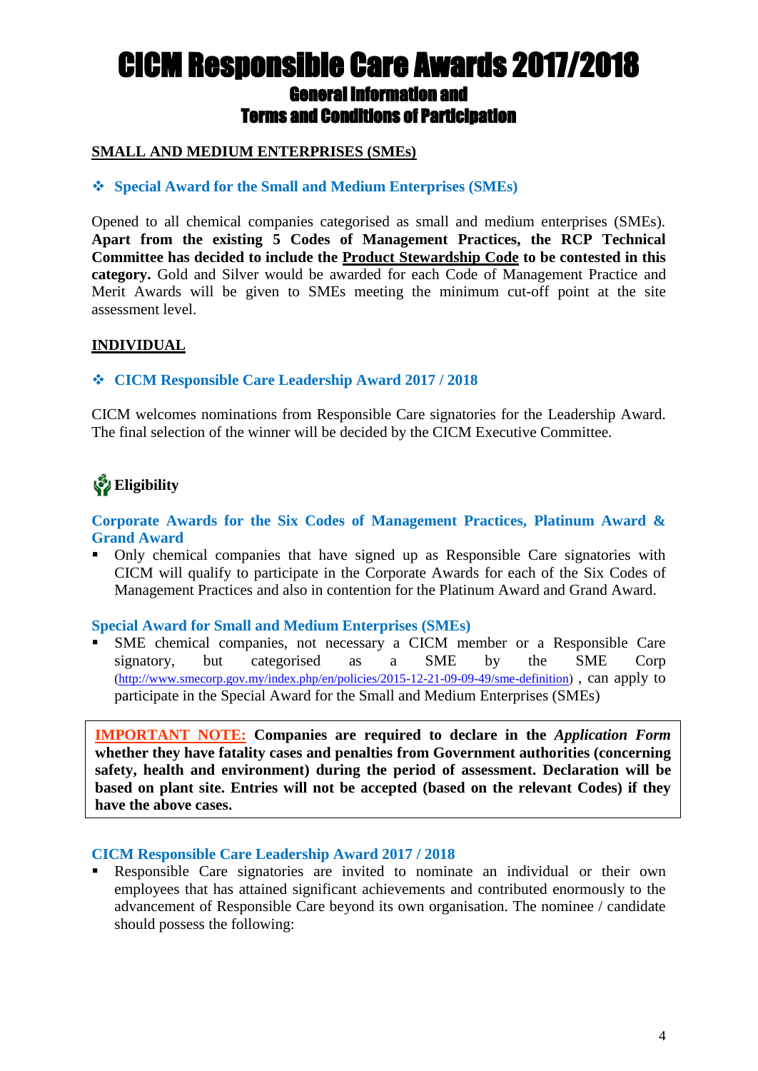# CICM Responsible Care Awards 2017/2018

## General Information and Terms and Conditions of Participation

**SMALL AND MEDIUM ENTERPRISES (SMEs)**

- **Special Award for the Small and Medium Enterprises (SMEs)**

Opened to all chemical companies categorised as small and medium enterprises (SMEs). **Apart from the existing 5 Codes of Management Practices, the RCP Technical Committee has decided to include the Product Stewardship Code to be contested in this category.** Gold and Silver would be awarded for each Code of Management Practice and Merit Awards will be given to SMEs meeting the minimum cut-off point at the site assessment level.

**INDIVIDUAL**

- **CICM Responsible Care Leadership Award 2017 / 2018**

CICM welcomes nominations from Responsible Care signatories for the Leadership Award. The final selection of the winner will be decided by the CICM Executive Committee.

### Eligibility

**Corporate Awards for the Six Codes of Management Practices, Platinum Award & Grand Award**

- Only chemical companies that have signed up as Responsible Care signatories with CICM will qualify to participate in the Corporate Awards for each of the Six Codes of Management Practices and also in contention for the Platinum Award and Grand Award.

**Special Award for Small and Medium Enterprises (SMEs)**

- SME chemical companies, not necessary a CICM member or a Responsible Care signatory, but categorised as a SME by the SME Corp (http://www.smecorp.gov.my/index.php/en/policies/2015-12-21-09-09-49/sme-definition) , can apply to participate in the Special Award for the Small and Medium Enterprises (SMEs)

> **IMPORTANT NOTE: Companies are required to declare in the *Application Form* whether they have fatality cases and penalties from Government authorities (concerning safety, health and environment) during the period of assessment. Declaration will be based on plant site. Entries will not be accepted (based on the relevant Codes) if they have the above cases.**

**CICM Responsible Care Leadership Award 2017 / 2018**

- Responsible Care signatories are invited to nominate an individual or their own employees that has attained significant achievements and contributed enormously to the advancement of Responsible Care beyond its own organisation. The nominee / candidate should possess the following: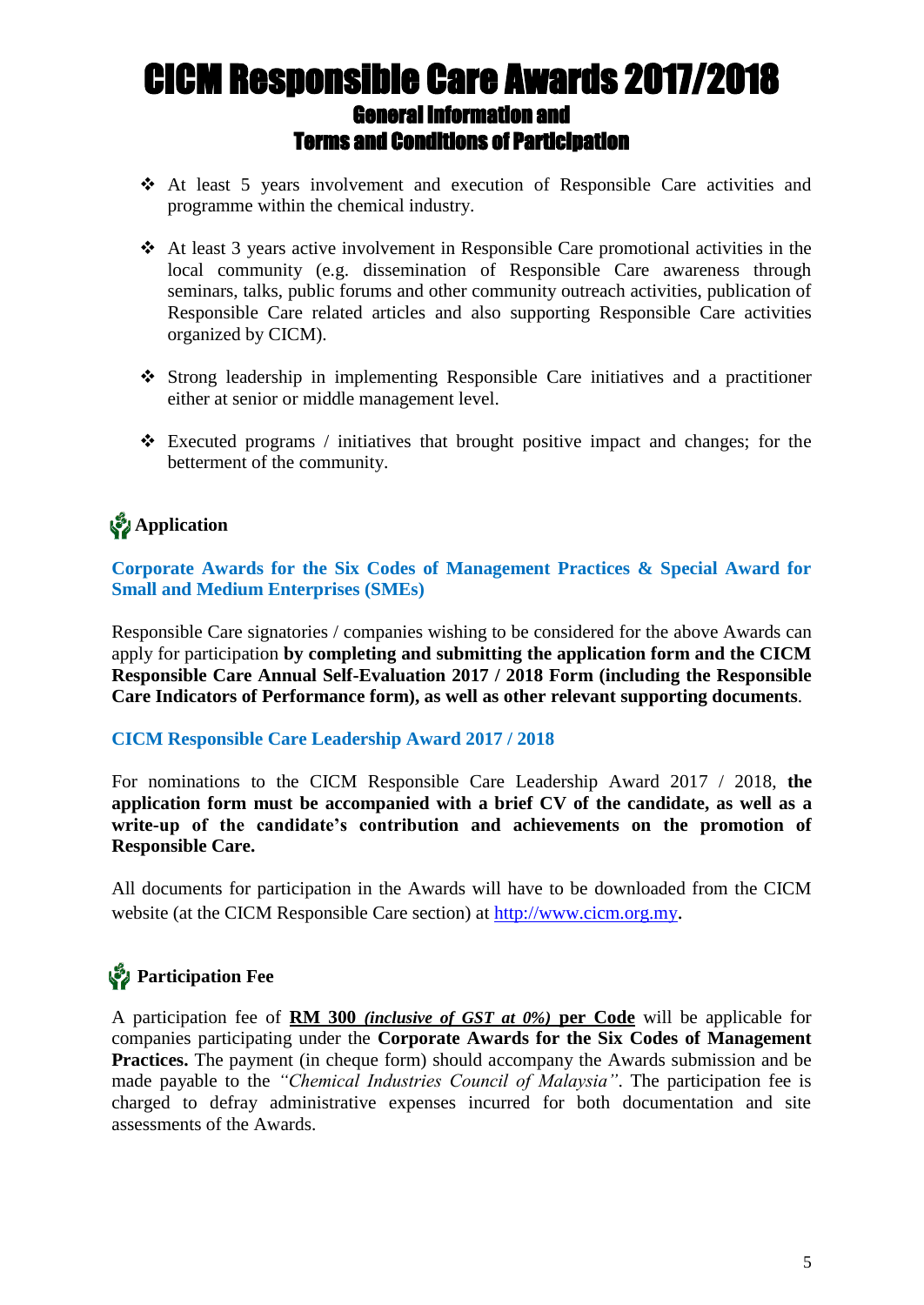# CICM Responsible Care Awards 2017/2018

## General Information and Terms and Conditions of Participation

- At least 5 years involvement and execution of Responsible Care activities and programme within the chemical industry.
- At least 3 years active involvement in Responsible Care promotional activities in the local community (e.g. dissemination of Responsible Care awareness through seminars, talks, public forums and other community outreach activities, publication of Responsible Care related articles and also supporting Responsible Care activities organized by CICM).
- Strong leadership in implementing Responsible Care initiatives and a practitioner either at senior or middle management level.
- Executed programs / initiatives that brought positive impact and changes; for the betterment of the community.

### Application

**Corporate Awards for the Six Codes of Management Practices & Special Award for Small and Medium Enterprises (SMEs)**

Responsible Care signatories / companies wishing to be considered for the above Awards can apply for participation **by completing and submitting the application form and the CICM Responsible Care Annual Self-Evaluation 2017 / 2018 Form (including the Responsible Care Indicators of Performance form), as well as other relevant supporting documents**.

**CICM Responsible Care Leadership Award 2017 / 2018**

For nominations to the CICM Responsible Care Leadership Award 2017 / 2018, **the application form must be accompanied with a brief CV of the candidate, as well as a write-up of the candidate's contribution and achievements on the promotion of Responsible Care.**

All documents for participation in the Awards will have to be downloaded from the CICM website (at the CICM Responsible Care section) at http://www.cicm.org.my.

### Participation Fee

A participation fee of **RM 300 *(inclusive of GST at 0%)* per Code** will be applicable for companies participating under the **Corporate Awards for the Six Codes of Management Practices.** The payment (in cheque form) should accompany the Awards submission and be made payable to the *"Chemical Industries Council of Malaysia"*. The participation fee is charged to defray administrative expenses incurred for both documentation and site assessments of the Awards.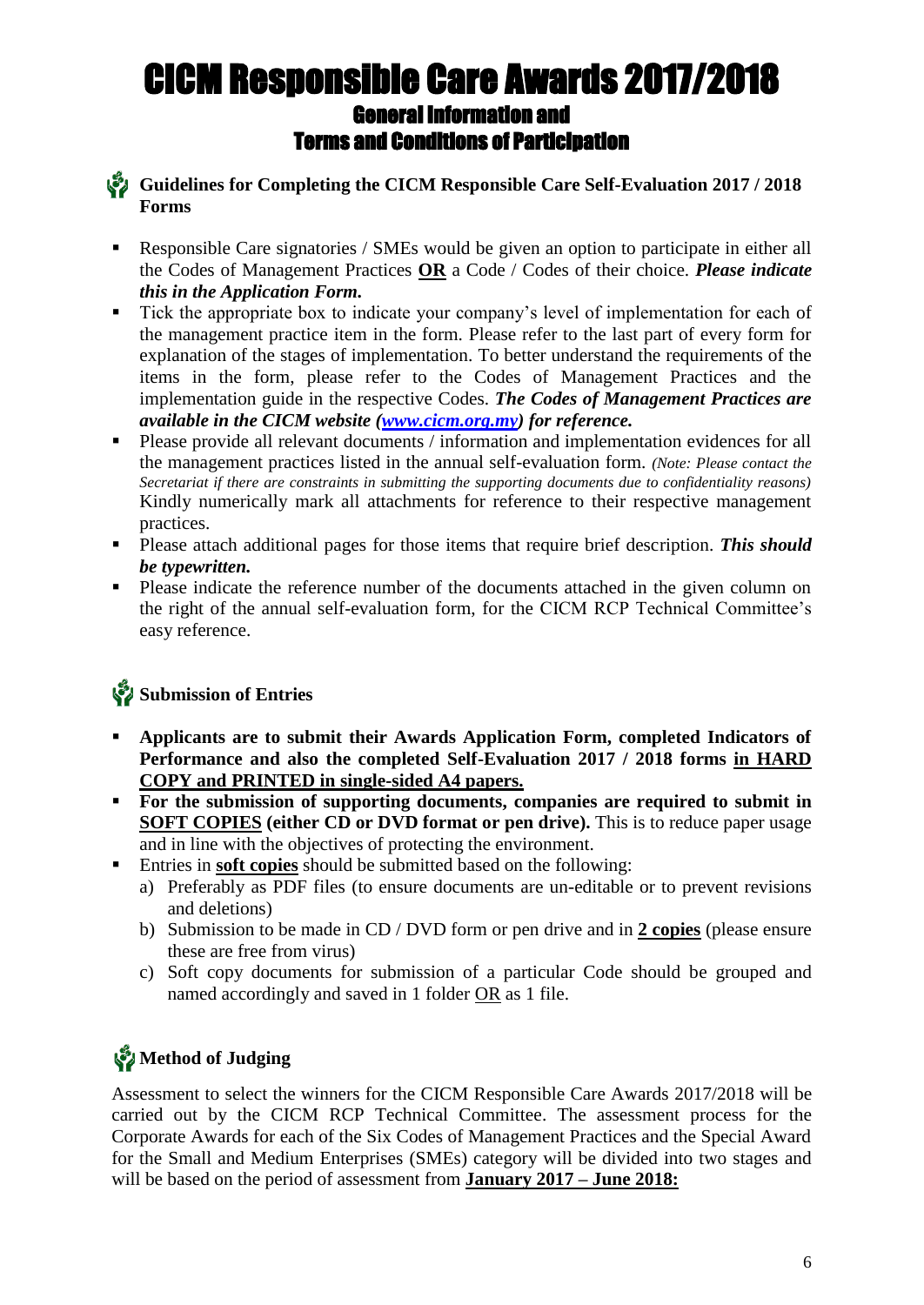# CICM Responsible Care Awards 2017/2018

## General Information and Terms and Conditions of Participation

### Guidelines for Completing the CICM Responsible Care Self-Evaluation 2017 / 2018 Forms

- Responsible Care signatories / SMEs would be given an option to participate in either all the Codes of Management Practices **OR** a Code / Codes of their choice. ***Please indicate this in the Application Form.***
- Tick the appropriate box to indicate your company's level of implementation for each of the management practice item in the form. Please refer to the last part of every form for explanation of the stages of implementation. To better understand the requirements of the items in the form, please refer to the Codes of Management Practices and the implementation guide in the respective Codes. ***The Codes of Management Practices are available in the CICM website (www.cicm.org.my) for reference.***
- Please provide all relevant documents / information and implementation evidences for all the management practices listed in the annual self-evaluation form. *(Note: Please contact the Secretariat if there are constraints in submitting the supporting documents due to confidentiality reasons)* Kindly numerically mark all attachments for reference to their respective management practices.
- Please attach additional pages for those items that require brief description. ***This should be typewritten.***
- Please indicate the reference number of the documents attached in the given column on the right of the annual self-evaluation form, for the CICM RCP Technical Committee's easy reference.

### Submission of Entries

- **Applicants are to submit their Awards Application Form, completed Indicators of Performance and also the completed Self-Evaluation 2017 / 2018 forms <u>in HARD COPY and PRINTED in single-sided A4 papers.</u>**
- **For the submission of supporting documents, companies are required to submit in <u>SOFT COPIES</u> (either CD or DVD format or pen drive).** This is to reduce paper usage and in line with the objectives of protecting the environment.
- Entries in **<u>soft copies</u>** should be submitted based on the following:
  a) Preferably as PDF files (to ensure documents are un-editable or to prevent revisions and deletions)
  b) Submission to be made in CD / DVD form or pen drive and in **<u>2 copies</u>** (please ensure these are free from virus)
  c) Soft copy documents for submission of a particular Code should be grouped and named accordingly and saved in 1 folder <u>OR</u> as 1 file.

### Method of Judging

Assessment to select the winners for the CICM Responsible Care Awards 2017/2018 will be carried out by the CICM RCP Technical Committee. The assessment process for the Corporate Awards for each of the Six Codes of Management Practices and the Special Award for the Small and Medium Enterprises (SMEs) category will be divided into two stages and will be based on the period of assessment from **<u>January 2017 – June 2018:</u>**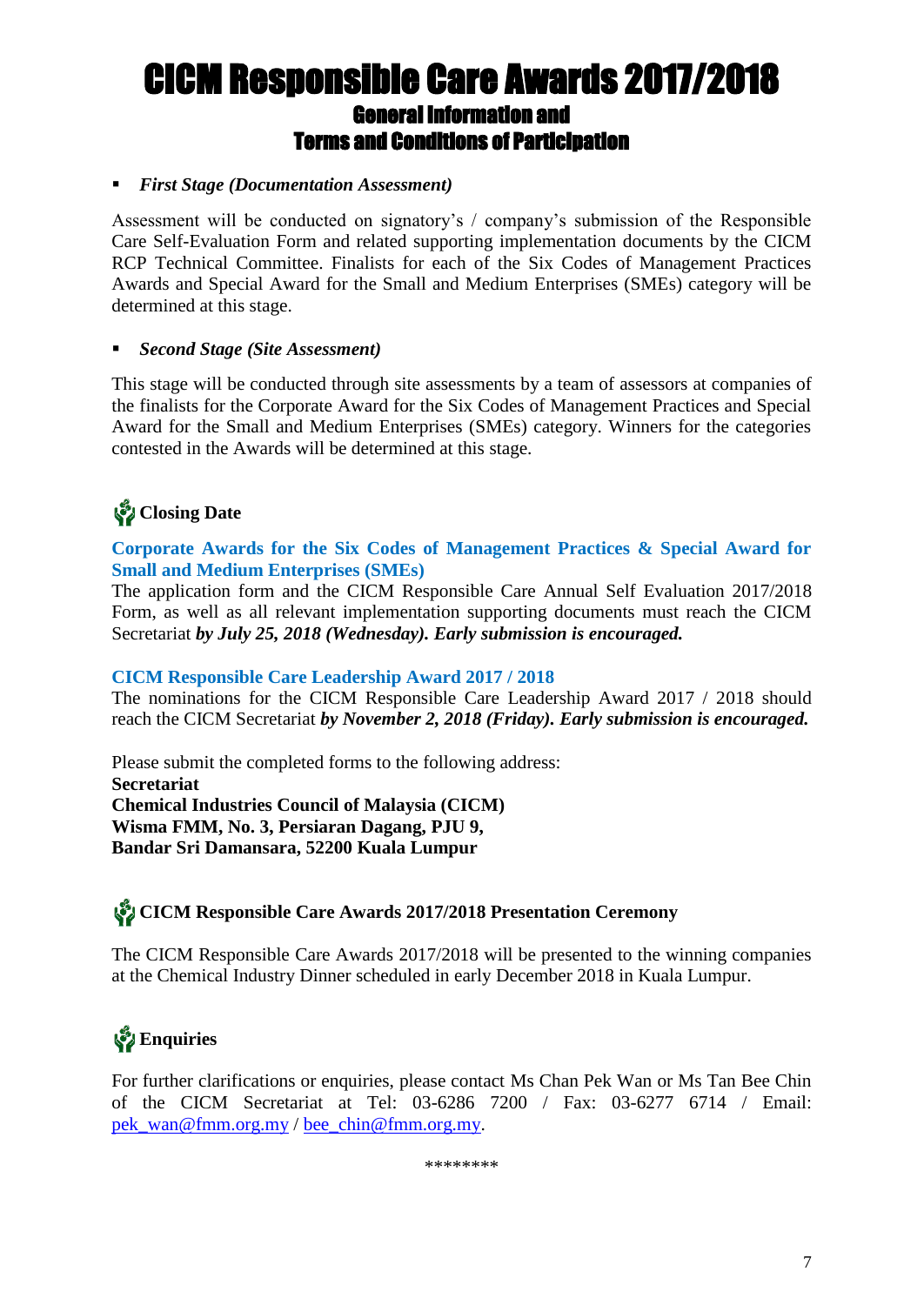# CICM Responsible Care Awards 2017/2018

## General Information and Terms and Conditions of Participation

- ***First Stage (Documentation Assessment)***

Assessment will be conducted on signatory's / company's submission of the Responsible Care Self-Evaluation Form and related supporting implementation documents by the CICM RCP Technical Committee. Finalists for each of the Six Codes of Management Practices Awards and Special Award for the Small and Medium Enterprises (SMEs) category will be determined at this stage.

- ***Second Stage (Site Assessment)***

This stage will be conducted through site assessments by a team of assessors at companies of the finalists for the Corporate Award for the Six Codes of Management Practices and Special Award for the Small and Medium Enterprises (SMEs) category. Winners for the categories contested in the Awards will be determined at this stage.

### Closing Date

**Corporate Awards for the Six Codes of Management Practices & Special Award for Small and Medium Enterprises (SMEs)**

The application form and the CICM Responsible Care Annual Self Evaluation 2017/2018 Form, as well as all relevant implementation supporting documents must reach the CICM Secretariat ***by July 25, 2018 (Wednesday). Early submission is encouraged.***

**CICM Responsible Care Leadership Award 2017 / 2018**

The nominations for the CICM Responsible Care Leadership Award 2017 / 2018 should reach the CICM Secretariat ***by November 2, 2018 (Friday). Early submission is encouraged.***

Please submit the completed forms to the following address:
**Secretariat**
**Chemical Industries Council of Malaysia (CICM)**
**Wisma FMM, No. 3, Persiaran Dagang, PJU 9,**
**Bandar Sri Damansara, 52200 Kuala Lumpur**

### CICM Responsible Care Awards 2017/2018 Presentation Ceremony

The CICM Responsible Care Awards 2017/2018 will be presented to the winning companies at the Chemical Industry Dinner scheduled in early December 2018 in Kuala Lumpur.

### Enquiries

For further clarifications or enquiries, please contact Ms Chan Pek Wan or Ms Tan Bee Chin of the CICM Secretariat at Tel: 03-6286 7200 / Fax: 03-6277 6714 / Email: pek_wan@fmm.org.my / bee_chin@fmm.org.my.

********